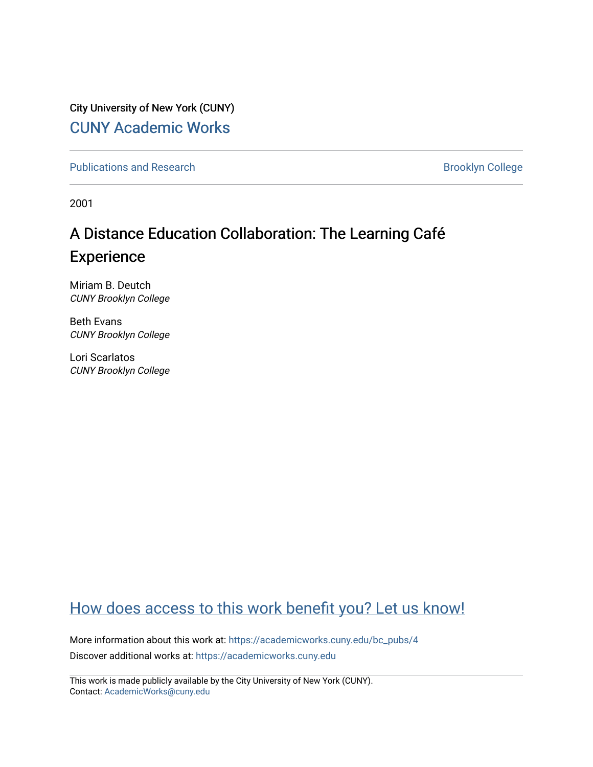City University of New York (CUNY)

CUNY Academic Works

Publications and Research

Brooklyn College

2001

# A Distance Education Collaboration: The Learning Café Experience

Miriam B. Deutch
*CUNY Brooklyn College*

Beth Evans
*CUNY Brooklyn College*

Lori Scarlatos
*CUNY Brooklyn College*

How does access to this work benefit you? Let us know!

More information about this work at: https://academicworks.cuny.edu/bc_pubs/4

Discover additional works at: https://academicworks.cuny.edu

This work is made publicly available by the City University of New York (CUNY).
Contact: AcademicWorks@cuny.edu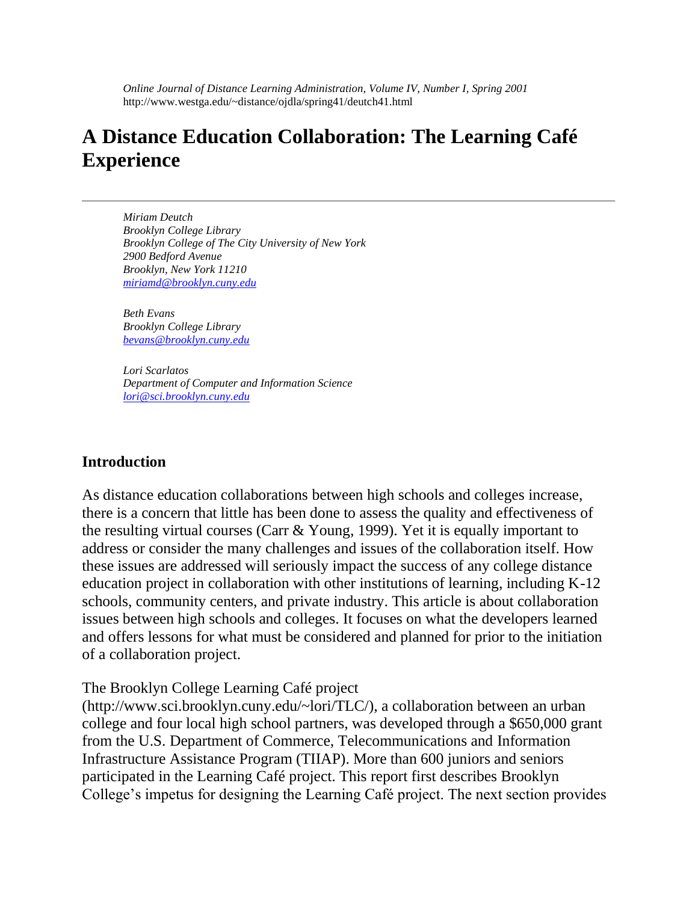*Online Journal of Distance Learning Administration, Volume IV, Number I, Spring 2001*
http://www.westga.edu/~distance/ojdla/spring41/deutch41.html

# A Distance Education Collaboration: The Learning Café Experience

---

*Miriam Deutch*
*Brooklyn College Library*
*Brooklyn College of The City University of New York*
*2900 Bedford Avenue*
*Brooklyn, New York 11210*
*miriamd@brooklyn.cuny.edu*

*Beth Evans*
*Brooklyn College Library*
*bevans@brooklyn.cuny.edu*

*Lori Scarlatos*
*Department of Computer and Information Science*
*lori@sci.brooklyn.cuny.edu*

## Introduction

As distance education collaborations between high schools and colleges increase, there is a concern that little has been done to assess the quality and effectiveness of the resulting virtual courses (Carr & Young, 1999). Yet it is equally important to address or consider the many challenges and issues of the collaboration itself. How these issues are addressed will seriously impact the success of any college distance education project in collaboration with other institutions of learning, including K-12 schools, community centers, and private industry. This article is about collaboration issues between high schools and colleges. It focuses on what the developers learned and offers lessons for what must be considered and planned for prior to the initiation of a collaboration project.

The Brooklyn College Learning Café project (http://www.sci.brooklyn.cuny.edu/~lori/TLC/), a collaboration between an urban college and four local high school partners, was developed through a $650,000 grant from the U.S. Department of Commerce, Telecommunications and Information Infrastructure Assistance Program (TIIAP). More than 600 juniors and seniors participated in the Learning Café project. This report first describes Brooklyn College's impetus for designing the Learning Café project. The next section provides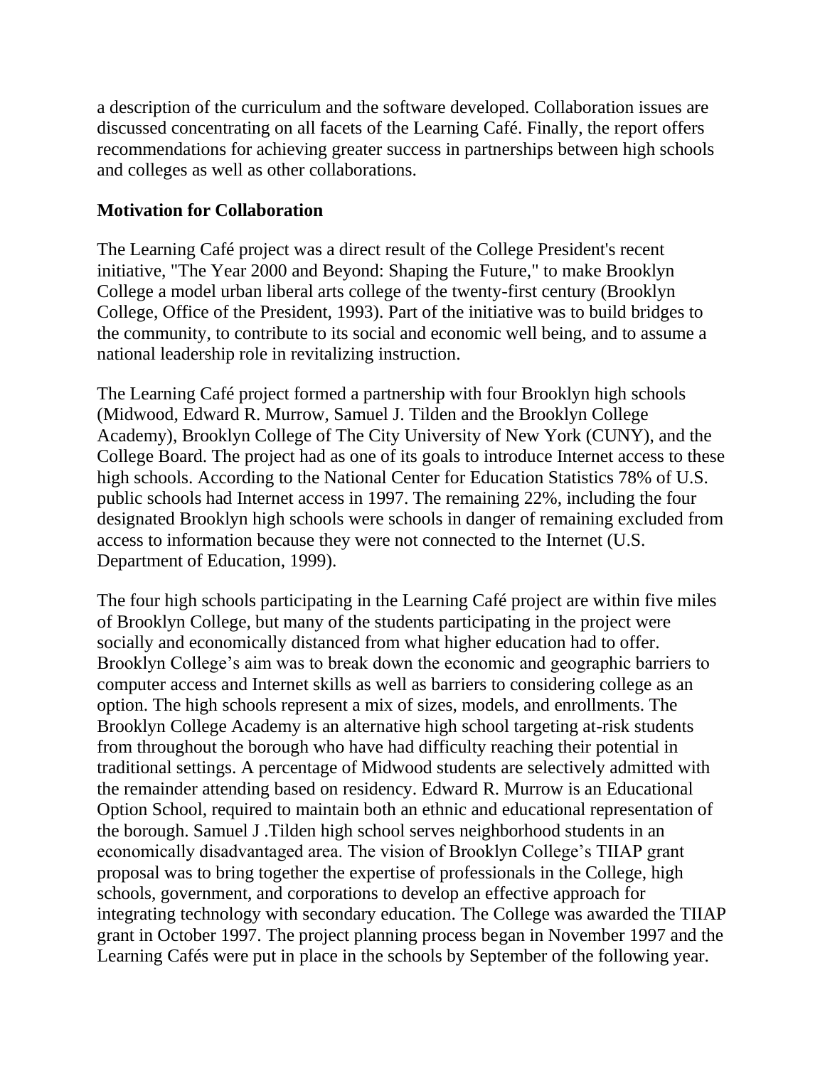a description of the curriculum and the software developed. Collaboration issues are discussed concentrating on all facets of the Learning Café. Finally, the report offers recommendations for achieving greater success in partnerships between high schools and colleges as well as other collaborations.

**Motivation for Collaboration**

The Learning Café project was a direct result of the College President's recent initiative, "The Year 2000 and Beyond: Shaping the Future," to make Brooklyn College a model urban liberal arts college of the twenty-first century (Brooklyn College, Office of the President, 1993). Part of the initiative was to build bridges to the community, to contribute to its social and economic well being, and to assume a national leadership role in revitalizing instruction.

The Learning Café project formed a partnership with four Brooklyn high schools (Midwood, Edward R. Murrow, Samuel J. Tilden and the Brooklyn College Academy), Brooklyn College of The City University of New York (CUNY), and the College Board. The project had as one of its goals to introduce Internet access to these high schools. According to the National Center for Education Statistics 78% of U.S. public schools had Internet access in 1997. The remaining 22%, including the four designated Brooklyn high schools were schools in danger of remaining excluded from access to information because they were not connected to the Internet (U.S. Department of Education, 1999).

The four high schools participating in the Learning Café project are within five miles of Brooklyn College, but many of the students participating in the project were socially and economically distanced from what higher education had to offer. Brooklyn College's aim was to break down the economic and geographic barriers to computer access and Internet skills as well as barriers to considering college as an option. The high schools represent a mix of sizes, models, and enrollments. The Brooklyn College Academy is an alternative high school targeting at-risk students from throughout the borough who have had difficulty reaching their potential in traditional settings. A percentage of Midwood students are selectively admitted with the remainder attending based on residency. Edward R. Murrow is an Educational Option School, required to maintain both an ethnic and educational representation of the borough. Samuel J .Tilden high school serves neighborhood students in an economically disadvantaged area. The vision of Brooklyn College's TIIAP grant proposal was to bring together the expertise of professionals in the College, high schools, government, and corporations to develop an effective approach for integrating technology with secondary education. The College was awarded the TIIAP grant in October 1997. The project planning process began in November 1997 and the Learning Cafés were put in place in the schools by September of the following year.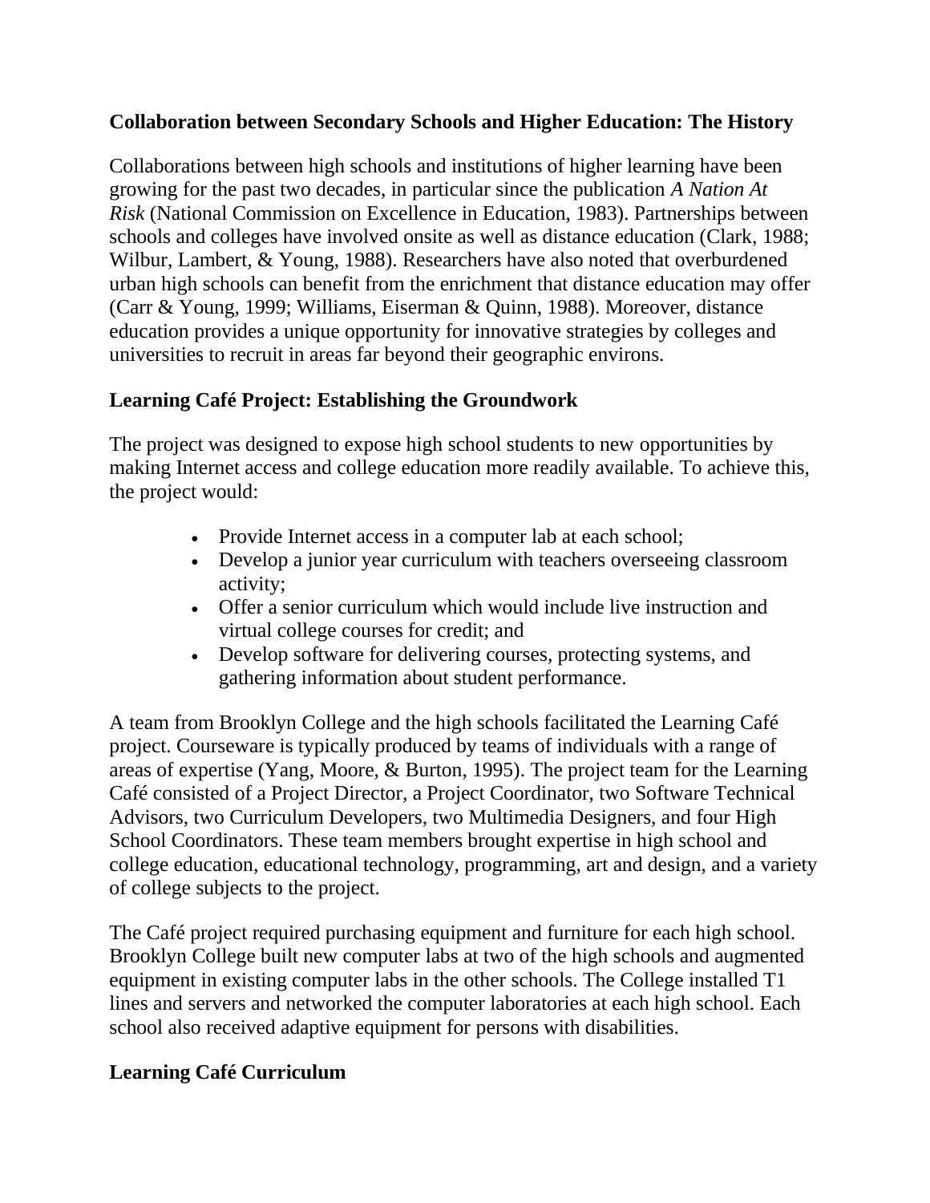## Collaboration between Secondary Schools and Higher Education: The History

Collaborations between high schools and institutions of higher learning have been growing for the past two decades, in particular since the publication *A Nation At Risk* (National Commission on Excellence in Education, 1983). Partnerships between schools and colleges have involved onsite as well as distance education (Clark, 1988; Wilbur, Lambert, & Young, 1988). Researchers have also noted that overburdened urban high schools can benefit from the enrichment that distance education may offer (Carr & Young, 1999; Williams, Eiserman & Quinn, 1988). Moreover, distance education provides a unique opportunity for innovative strategies by colleges and universities to recruit in areas far beyond their geographic environs.

## Learning Café Project: Establishing the Groundwork

The project was designed to expose high school students to new opportunities by making Internet access and college education more readily available. To achieve this, the project would:

- Provide Internet access in a computer lab at each school;
- Develop a junior year curriculum with teachers overseeing classroom activity;
- Offer a senior curriculum which would include live instruction and virtual college courses for credit; and
- Develop software for delivering courses, protecting systems, and gathering information about student performance.

A team from Brooklyn College and the high schools facilitated the Learning Café project. Courseware is typically produced by teams of individuals with a range of areas of expertise (Yang, Moore, & Burton, 1995). The project team for the Learning Café consisted of a Project Director, a Project Coordinator, two Software Technical Advisors, two Curriculum Developers, two Multimedia Designers, and four High School Coordinators. These team members brought expertise in high school and college education, educational technology, programming, art and design, and a variety of college subjects to the project.

The Café project required purchasing equipment and furniture for each high school. Brooklyn College built new computer labs at two of the high schools and augmented equipment in existing computer labs in the other schools. The College installed T1 lines and servers and networked the computer laboratories at each high school. Each school also received adaptive equipment for persons with disabilities.

## Learning Café Curriculum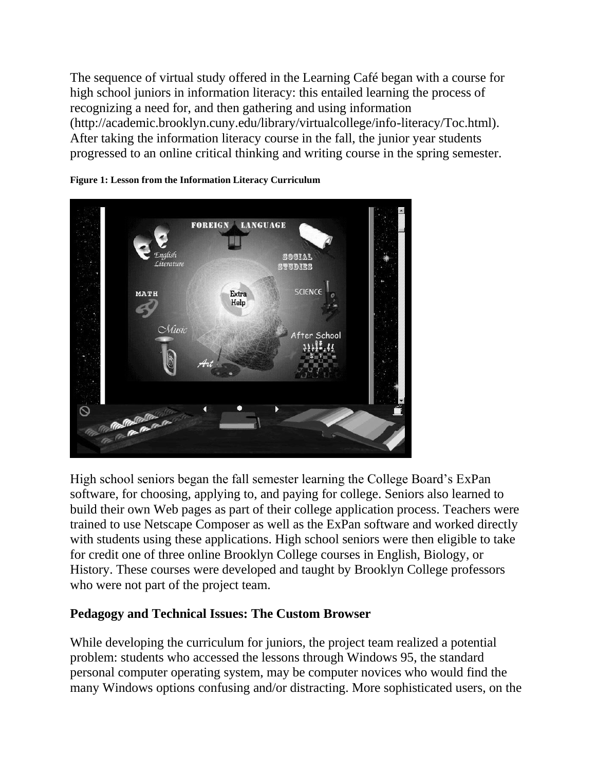The sequence of virtual study offered in the Learning Café began with a course for high school juniors in information literacy: this entailed learning the process of recognizing a need for, and then gathering and using information (http://academic.brooklyn.cuny.edu/library/virtualcollege/info-literacy/Toc.html). After taking the information literacy course in the fall, the junior year students progressed to an online critical thinking and writing course in the spring semester.

**Figure 1: Lesson from the Information Literacy Curriculum**

High school seniors began the fall semester learning the College Board's ExPan software, for choosing, applying to, and paying for college. Seniors also learned to build their own Web pages as part of their college application process. Teachers were trained to use Netscape Composer as well as the ExPan software and worked directly with students using these applications. High school seniors were then eligible to take for credit one of three online Brooklyn College courses in English, Biology, or History. These courses were developed and taught by Brooklyn College professors who were not part of the project team.

## Pedagogy and Technical Issues: The Custom Browser

While developing the curriculum for juniors, the project team realized a potential problem: students who accessed the lessons through Windows 95, the standard personal computer operating system, may be computer novices who would find the many Windows options confusing and/or distracting. More sophisticated users, on the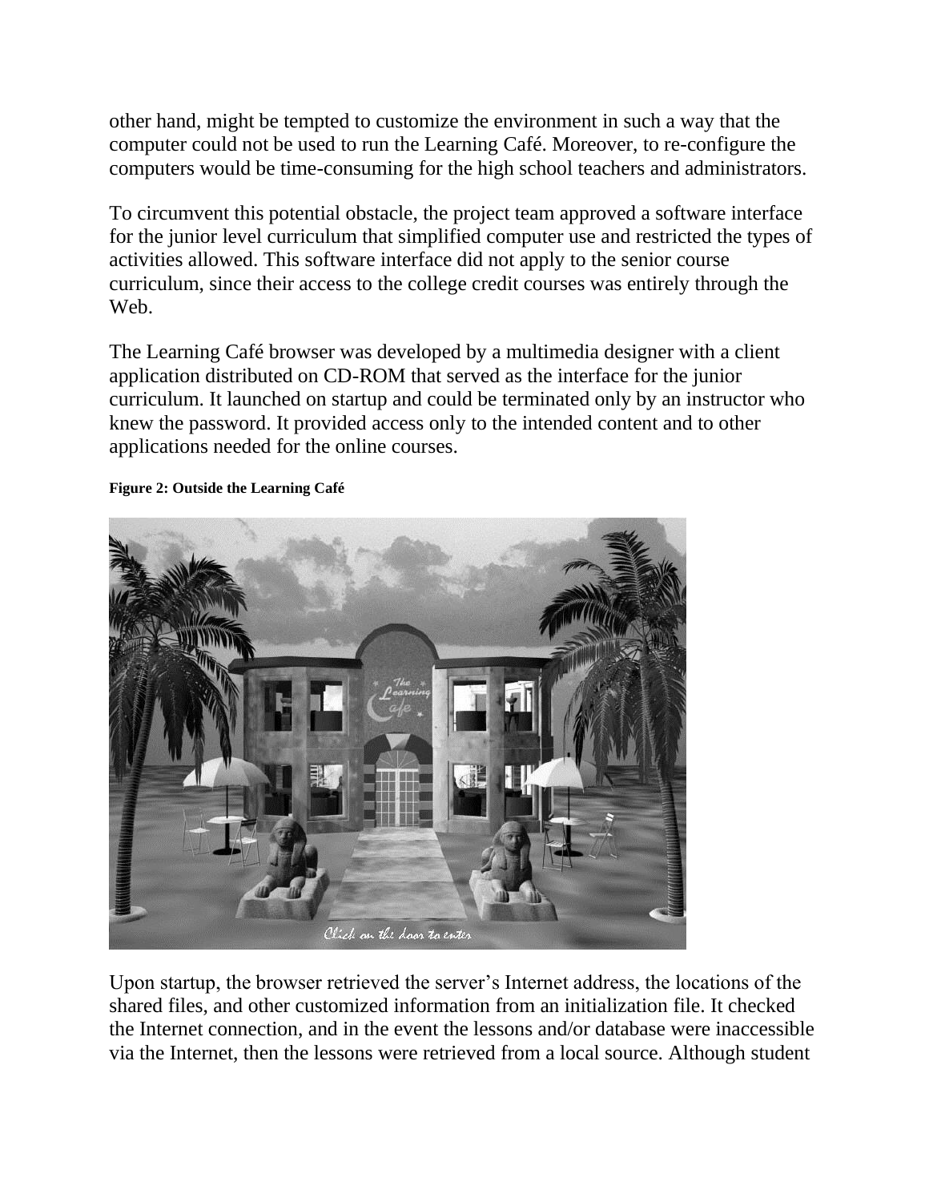other hand, might be tempted to customize the environment in such a way that the computer could not be used to run the Learning Café. Moreover, to re-configure the computers would be time-consuming for the high school teachers and administrators.

To circumvent this potential obstacle, the project team approved a software interface for the junior level curriculum that simplified computer use and restricted the types of activities allowed. This software interface did not apply to the senior course curriculum, since their access to the college credit courses was entirely through the Web.

The Learning Café browser was developed by a multimedia designer with a client application distributed on CD-ROM that served as the interface for the junior curriculum. It launched on startup and could be terminated only by an instructor who knew the password. It provided access only to the intended content and to other applications needed for the online courses.

**Figure 2: Outside the Learning Café**

Upon startup, the browser retrieved the server's Internet address, the locations of the shared files, and other customized information from an initialization file. It checked the Internet connection, and in the event the lessons and/or database were inaccessible via the Internet, then the lessons were retrieved from a local source. Although student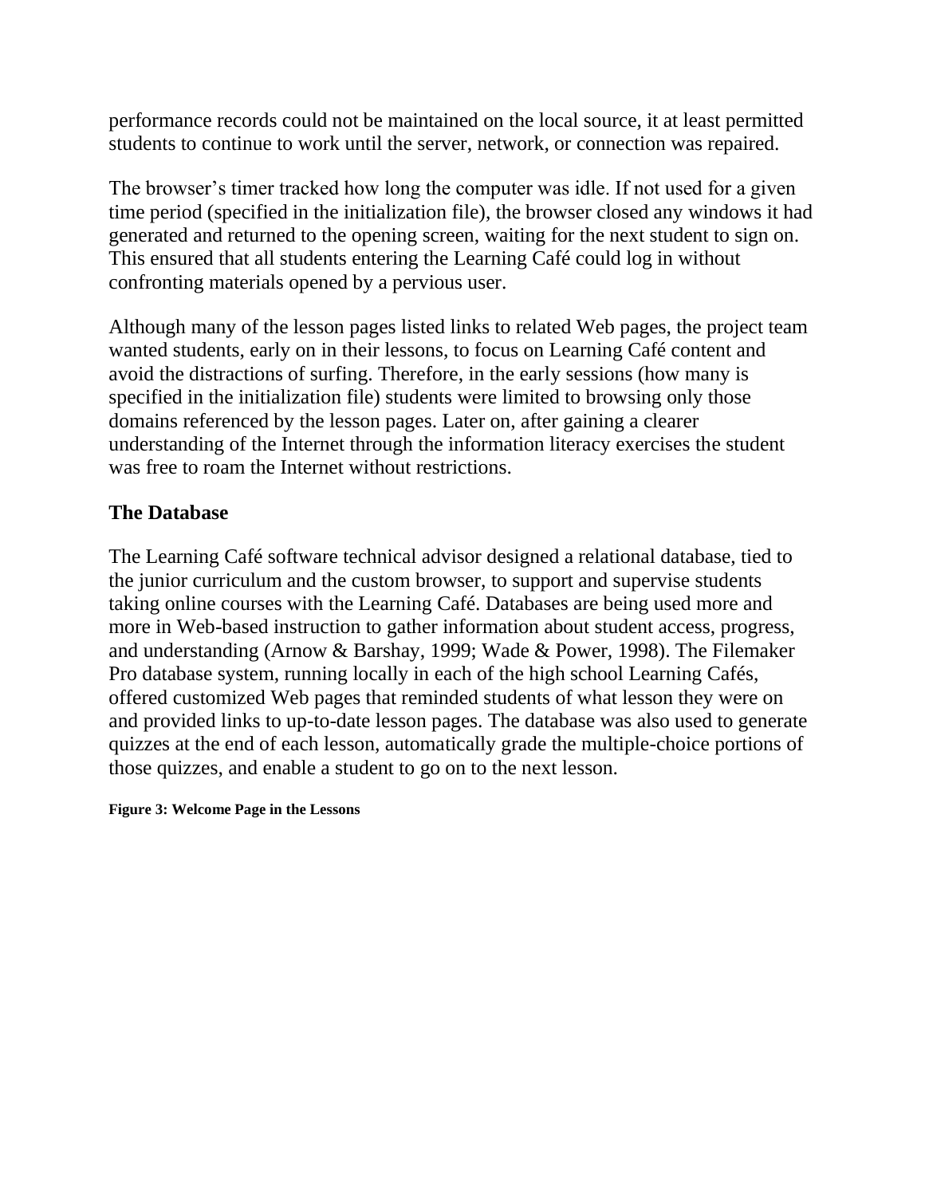performance records could not be maintained on the local source, it at least permitted students to continue to work until the server, network, or connection was repaired.

The browser's timer tracked how long the computer was idle. If not used for a given time period (specified in the initialization file), the browser closed any windows it had generated and returned to the opening screen, waiting for the next student to sign on. This ensured that all students entering the Learning Café could log in without confronting materials opened by a pervious user.

Although many of the lesson pages listed links to related Web pages, the project team wanted students, early on in their lessons, to focus on Learning Café content and avoid the distractions of surfing. Therefore, in the early sessions (how many is specified in the initialization file) students were limited to browsing only those domains referenced by the lesson pages. Later on, after gaining a clearer understanding of the Internet through the information literacy exercises the student was free to roam the Internet without restrictions.

## The Database

The Learning Café software technical advisor designed a relational database, tied to the junior curriculum and the custom browser, to support and supervise students taking online courses with the Learning Café. Databases are being used more and more in Web-based instruction to gather information about student access, progress, and understanding (Arnow & Barshay, 1999; Wade & Power, 1998). The Filemaker Pro database system, running locally in each of the high school Learning Cafés, offered customized Web pages that reminded students of what lesson they were on and provided links to up-to-date lesson pages. The database was also used to generate quizzes at the end of each lesson, automatically grade the multiple-choice portions of those quizzes, and enable a student to go on to the next lesson.

**Figure 3: Welcome Page in the Lessons**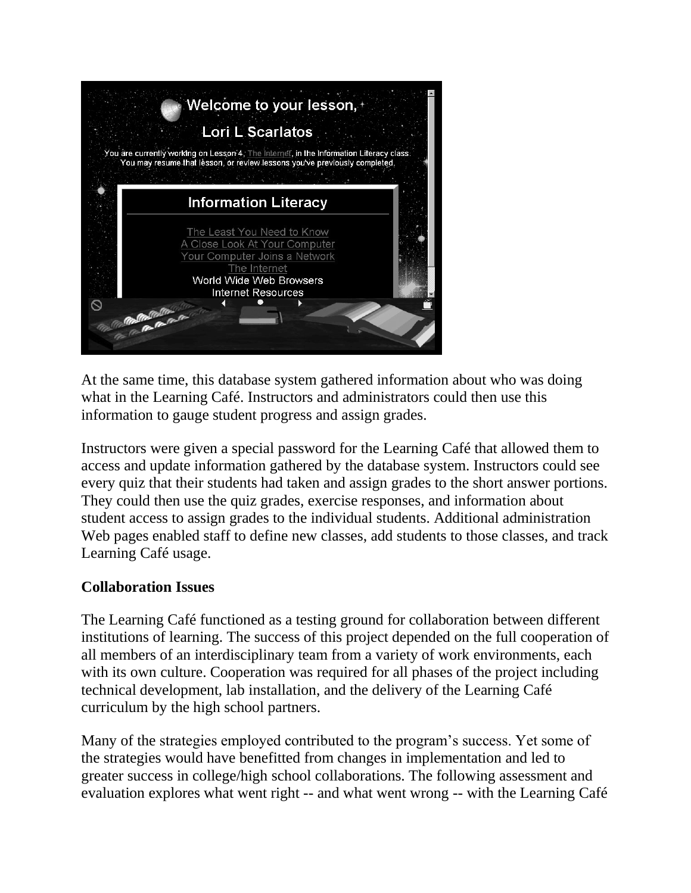At the same time, this database system gathered information about who was doing what in the Learning Café. Instructors and administrators could then use this information to gauge student progress and assign grades.

Instructors were given a special password for the Learning Café that allowed them to access and update information gathered by the database system. Instructors could see every quiz that their students had taken and assign grades to the short answer portions. They could then use the quiz grades, exercise responses, and information about student access to assign grades to the individual students. Additional administration Web pages enabled staff to define new classes, add students to those classes, and track Learning Café usage.

**Collaboration Issues**

The Learning Café functioned as a testing ground for collaboration between different institutions of learning. The success of this project depended on the full cooperation of all members of an interdisciplinary team from a variety of work environments, each with its own culture. Cooperation was required for all phases of the project including technical development, lab installation, and the delivery of the Learning Café curriculum by the high school partners.

Many of the strategies employed contributed to the program's success. Yet some of the strategies would have benefitted from changes in implementation and led to greater success in college/high school collaborations. The following assessment and evaluation explores what went right -- and what went wrong -- with the Learning Café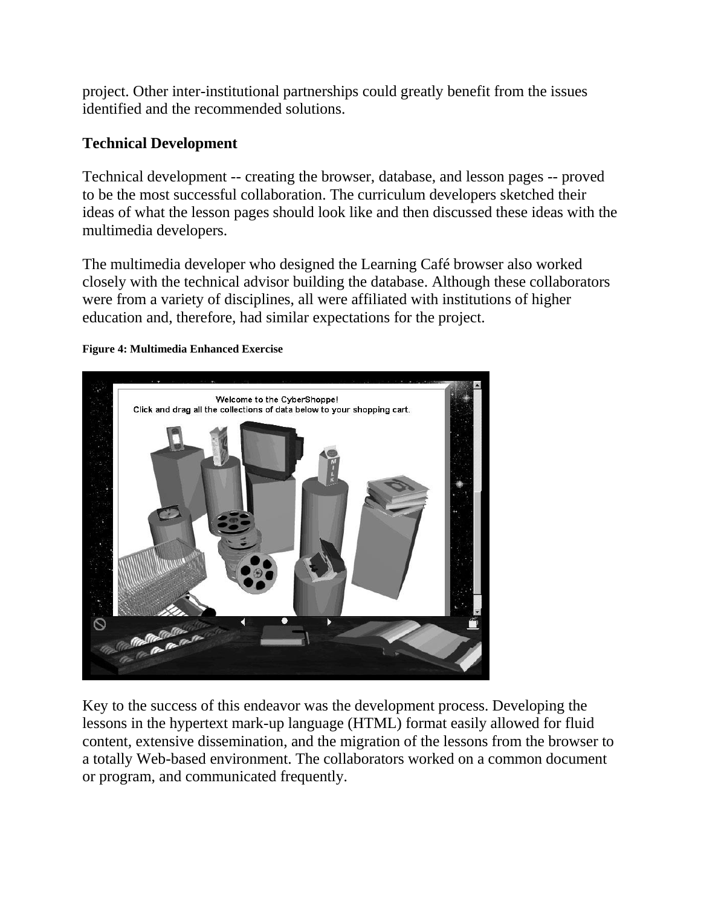project. Other inter-institutional partnerships could greatly benefit from the issues identified and the recommended solutions.

## Technical Development

Technical development -- creating the browser, database, and lesson pages -- proved to be the most successful collaboration. The curriculum developers sketched their ideas of what the lesson pages should look like and then discussed these ideas with the multimedia developers.

The multimedia developer who designed the Learning Café browser also worked closely with the technical advisor building the database. Although these collaborators were from a variety of disciplines, all were affiliated with institutions of higher education and, therefore, had similar expectations for the project.

**Figure 4: Multimedia Enhanced Exercise**

Key to the success of this endeavor was the development process. Developing the lessons in the hypertext mark-up language (HTML) format easily allowed for fluid content, extensive dissemination, and the migration of the lessons from the browser to a totally Web-based environment. The collaborators worked on a common document or program, and communicated frequently.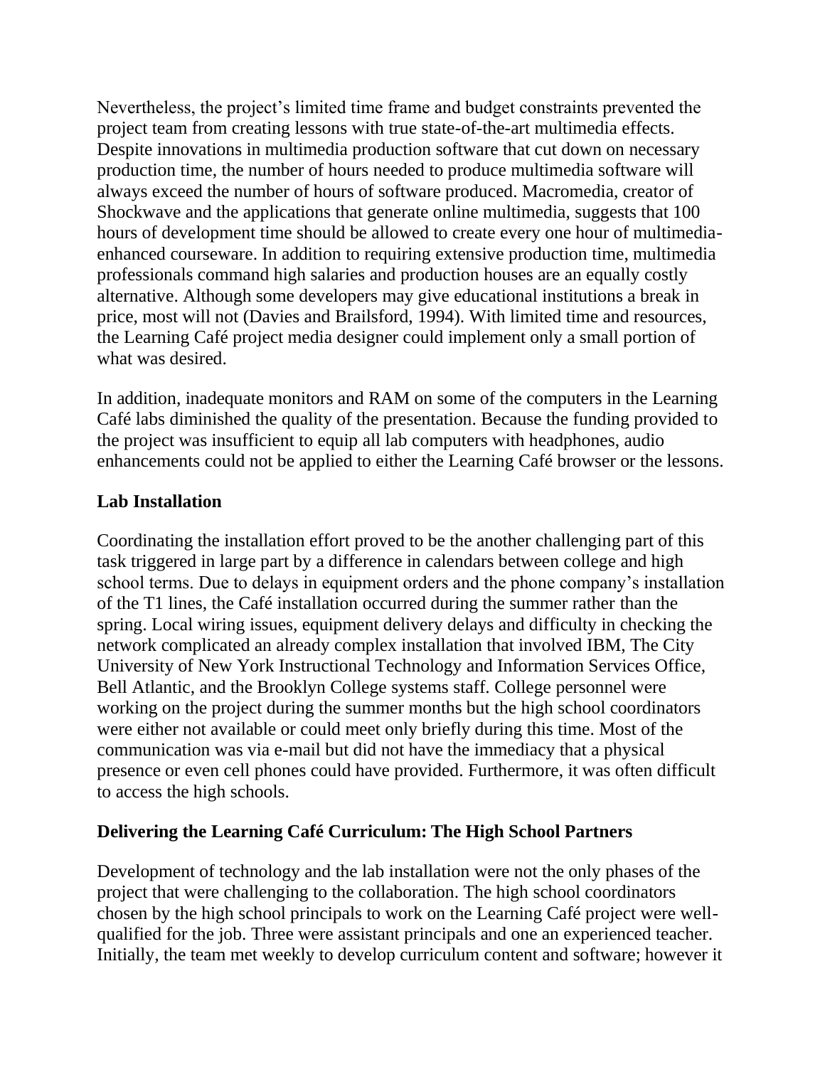Nevertheless, the project's limited time frame and budget constraints prevented the project team from creating lessons with true state-of-the-art multimedia effects. Despite innovations in multimedia production software that cut down on necessary production time, the number of hours needed to produce multimedia software will always exceed the number of hours of software produced. Macromedia, creator of Shockwave and the applications that generate online multimedia, suggests that 100 hours of development time should be allowed to create every one hour of multimedia-enhanced courseware. In addition to requiring extensive production time, multimedia professionals command high salaries and production houses are an equally costly alternative. Although some developers may give educational institutions a break in price, most will not (Davies and Brailsford, 1994). With limited time and resources, the Learning Café project media designer could implement only a small portion of what was desired.

In addition, inadequate monitors and RAM on some of the computers in the Learning Café labs diminished the quality of the presentation. Because the funding provided to the project was insufficient to equip all lab computers with headphones, audio enhancements could not be applied to either the Learning Café browser or the lessons.

### Lab Installation

Coordinating the installation effort proved to be the another challenging part of this task triggered in large part by a difference in calendars between college and high school terms. Due to delays in equipment orders and the phone company's installation of the T1 lines, the Café installation occurred during the summer rather than the spring. Local wiring issues, equipment delivery delays and difficulty in checking the network complicated an already complex installation that involved IBM, The City University of New York Instructional Technology and Information Services Office, Bell Atlantic, and the Brooklyn College systems staff. College personnel were working on the project during the summer months but the high school coordinators were either not available or could meet only briefly during this time. Most of the communication was via e-mail but did not have the immediacy that a physical presence or even cell phones could have provided. Furthermore, it was often difficult to access the high schools.

### Delivering the Learning Café Curriculum: The High School Partners

Development of technology and the lab installation were not the only phases of the project that were challenging to the collaboration. The high school coordinators chosen by the high school principals to work on the Learning Café project were well-qualified for the job. Three were assistant principals and one an experienced teacher. Initially, the team met weekly to develop curriculum content and software; however it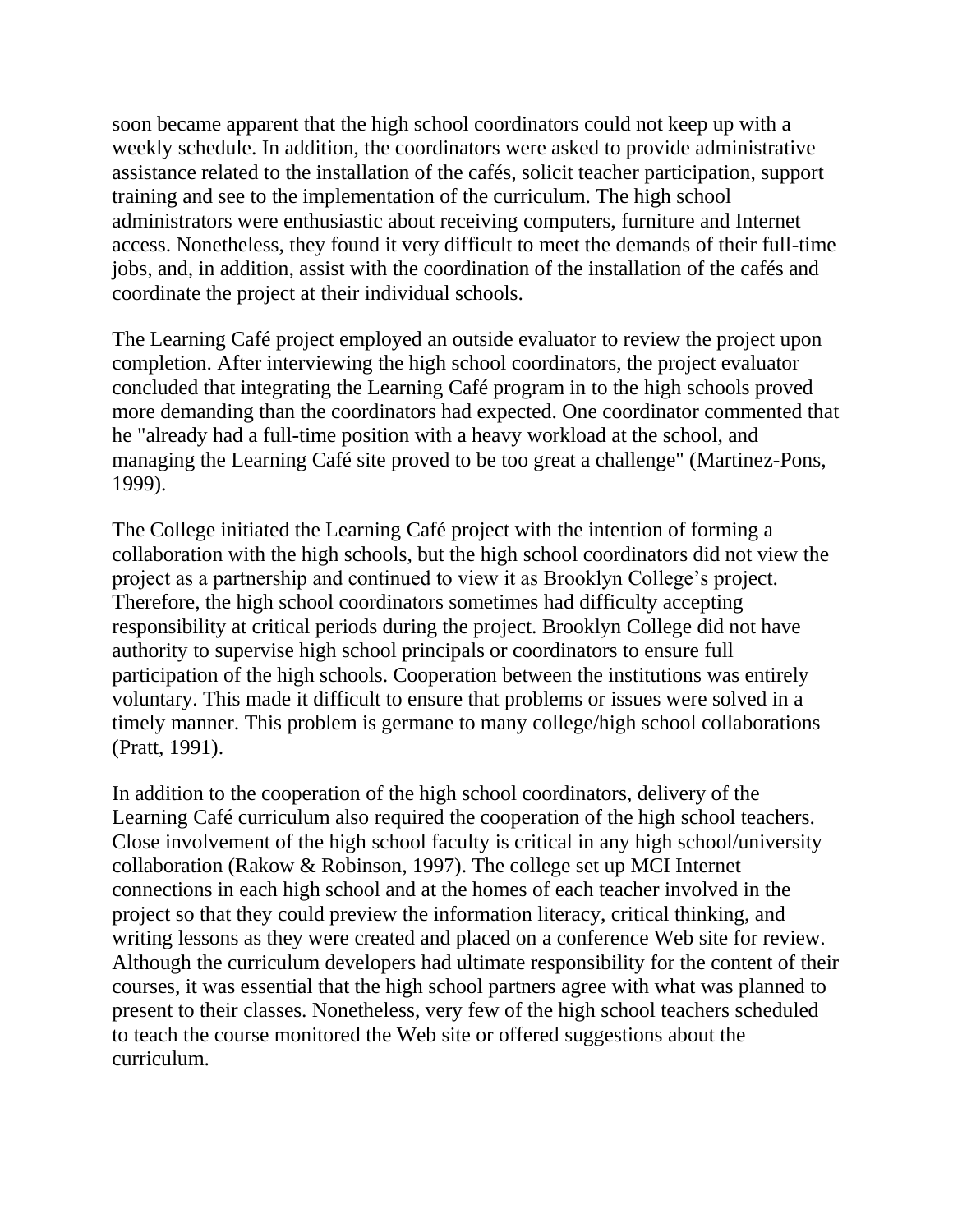soon became apparent that the high school coordinators could not keep up with a weekly schedule. In addition, the coordinators were asked to provide administrative assistance related to the installation of the cafés, solicit teacher participation, support training and see to the implementation of the curriculum. The high school administrators were enthusiastic about receiving computers, furniture and Internet access. Nonetheless, they found it very difficult to meet the demands of their full-time jobs, and, in addition, assist with the coordination of the installation of the cafés and coordinate the project at their individual schools.

The Learning Café project employed an outside evaluator to review the project upon completion. After interviewing the high school coordinators, the project evaluator concluded that integrating the Learning Café program in to the high schools proved more demanding than the coordinators had expected. One coordinator commented that he "already had a full-time position with a heavy workload at the school, and managing the Learning Café site proved to be too great a challenge" (Martinez-Pons, 1999).

The College initiated the Learning Café project with the intention of forming a collaboration with the high schools, but the high school coordinators did not view the project as a partnership and continued to view it as Brooklyn College's project. Therefore, the high school coordinators sometimes had difficulty accepting responsibility at critical periods during the project. Brooklyn College did not have authority to supervise high school principals or coordinators to ensure full participation of the high schools. Cooperation between the institutions was entirely voluntary. This made it difficult to ensure that problems or issues were solved in a timely manner. This problem is germane to many college/high school collaborations (Pratt, 1991).

In addition to the cooperation of the high school coordinators, delivery of the Learning Café curriculum also required the cooperation of the high school teachers. Close involvement of the high school faculty is critical in any high school/university collaboration (Rakow & Robinson, 1997). The college set up MCI Internet connections in each high school and at the homes of each teacher involved in the project so that they could preview the information literacy, critical thinking, and writing lessons as they were created and placed on a conference Web site for review. Although the curriculum developers had ultimate responsibility for the content of their courses, it was essential that the high school partners agree with what was planned to present to their classes. Nonetheless, very few of the high school teachers scheduled to teach the course monitored the Web site or offered suggestions about the curriculum.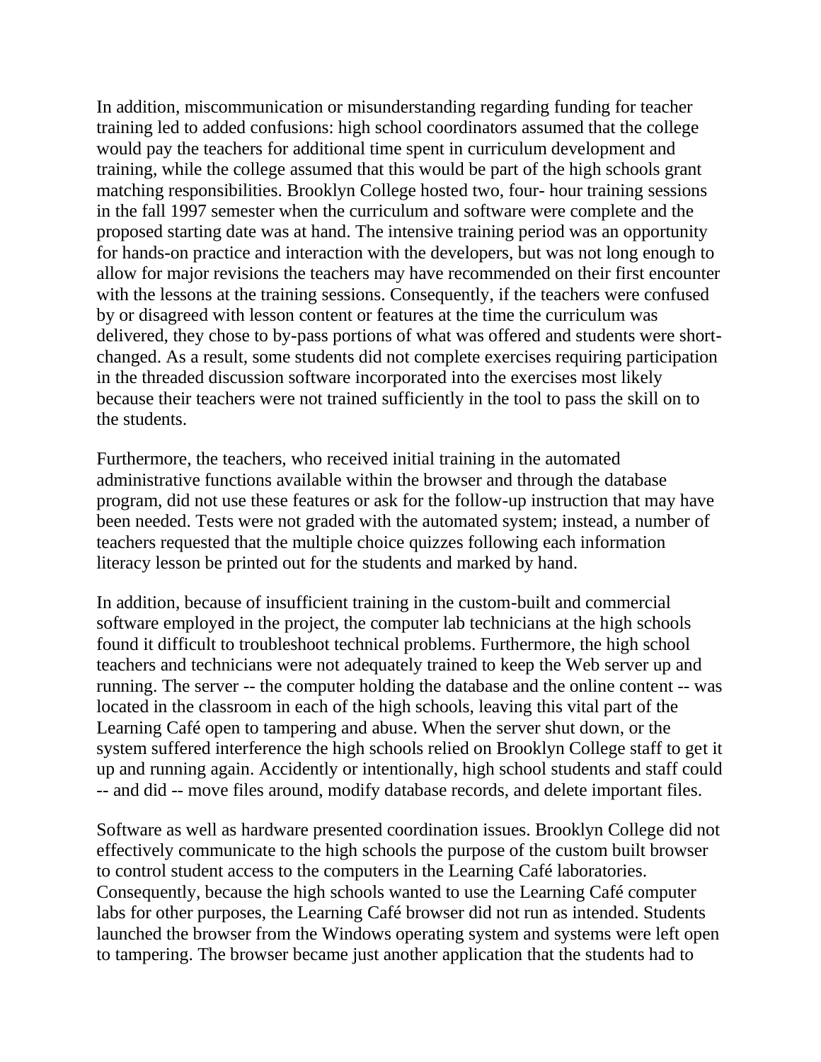In addition, miscommunication or misunderstanding regarding funding for teacher training led to added confusions: high school coordinators assumed that the college would pay the teachers for additional time spent in curriculum development and training, while the college assumed that this would be part of the high schools grant matching responsibilities. Brooklyn College hosted two, four- hour training sessions in the fall 1997 semester when the curriculum and software were complete and the proposed starting date was at hand. The intensive training period was an opportunity for hands-on practice and interaction with the developers, but was not long enough to allow for major revisions the teachers may have recommended on their first encounter with the lessons at the training sessions. Consequently, if the teachers were confused by or disagreed with lesson content or features at the time the curriculum was delivered, they chose to by-pass portions of what was offered and students were short-changed. As a result, some students did not complete exercises requiring participation in the threaded discussion software incorporated into the exercises most likely because their teachers were not trained sufficiently in the tool to pass the skill on to the students.

Furthermore, the teachers, who received initial training in the automated administrative functions available within the browser and through the database program, did not use these features or ask for the follow-up instruction that may have been needed. Tests were not graded with the automated system; instead, a number of teachers requested that the multiple choice quizzes following each information literacy lesson be printed out for the students and marked by hand.

In addition, because of insufficient training in the custom-built and commercial software employed in the project, the computer lab technicians at the high schools found it difficult to troubleshoot technical problems. Furthermore, the high school teachers and technicians were not adequately trained to keep the Web server up and running. The server -- the computer holding the database and the online content -- was located in the classroom in each of the high schools, leaving this vital part of the Learning Café open to tampering and abuse. When the server shut down, or the system suffered interference the high schools relied on Brooklyn College staff to get it up and running again. Accidently or intentionally, high school students and staff could -- and did -- move files around, modify database records, and delete important files.

Software as well as hardware presented coordination issues. Brooklyn College did not effectively communicate to the high schools the purpose of the custom built browser to control student access to the computers in the Learning Café laboratories. Consequently, because the high schools wanted to use the Learning Café computer labs for other purposes, the Learning Café browser did not run as intended. Students launched the browser from the Windows operating system and systems were left open to tampering. The browser became just another application that the students had to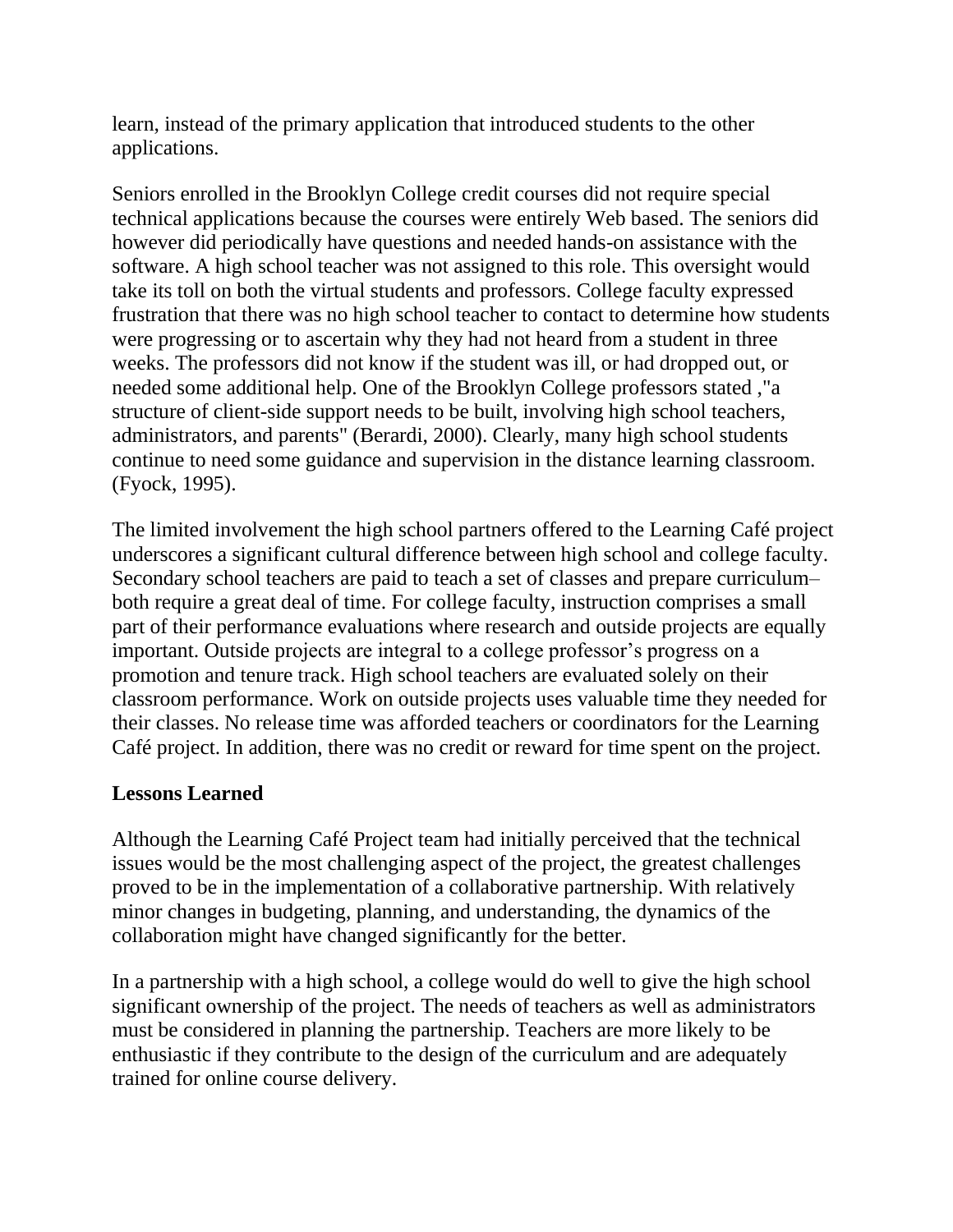learn, instead of the primary application that introduced students to the other applications.

Seniors enrolled in the Brooklyn College credit courses did not require special technical applications because the courses were entirely Web based. The seniors did however did periodically have questions and needed hands-on assistance with the software. A high school teacher was not assigned to this role. This oversight would take its toll on both the virtual students and professors. College faculty expressed frustration that there was no high school teacher to contact to determine how students were progressing or to ascertain why they had not heard from a student in three weeks. The professors did not know if the student was ill, or had dropped out, or needed some additional help. One of the Brooklyn College professors stated ,"a structure of client-side support needs to be built, involving high school teachers, administrators, and parents" (Berardi, 2000). Clearly, many high school students continue to need some guidance and supervision in the distance learning classroom. (Fyock, 1995).

The limited involvement the high school partners offered to the Learning Café project underscores a significant cultural difference between high school and college faculty. Secondary school teachers are paid to teach a set of classes and prepare curriculum– both require a great deal of time. For college faculty, instruction comprises a small part of their performance evaluations where research and outside projects are equally important. Outside projects are integral to a college professor's progress on a promotion and tenure track. High school teachers are evaluated solely on their classroom performance. Work on outside projects uses valuable time they needed for their classes. No release time was afforded teachers or coordinators for the Learning Café project. In addition, there was no credit or reward for time spent on the project.

## Lessons Learned

Although the Learning Café Project team had initially perceived that the technical issues would be the most challenging aspect of the project, the greatest challenges proved to be in the implementation of a collaborative partnership. With relatively minor changes in budgeting, planning, and understanding, the dynamics of the collaboration might have changed significantly for the better.

In a partnership with a high school, a college would do well to give the high school significant ownership of the project. The needs of teachers as well as administrators must be considered in planning the partnership. Teachers are more likely to be enthusiastic if they contribute to the design of the curriculum and are adequately trained for online course delivery.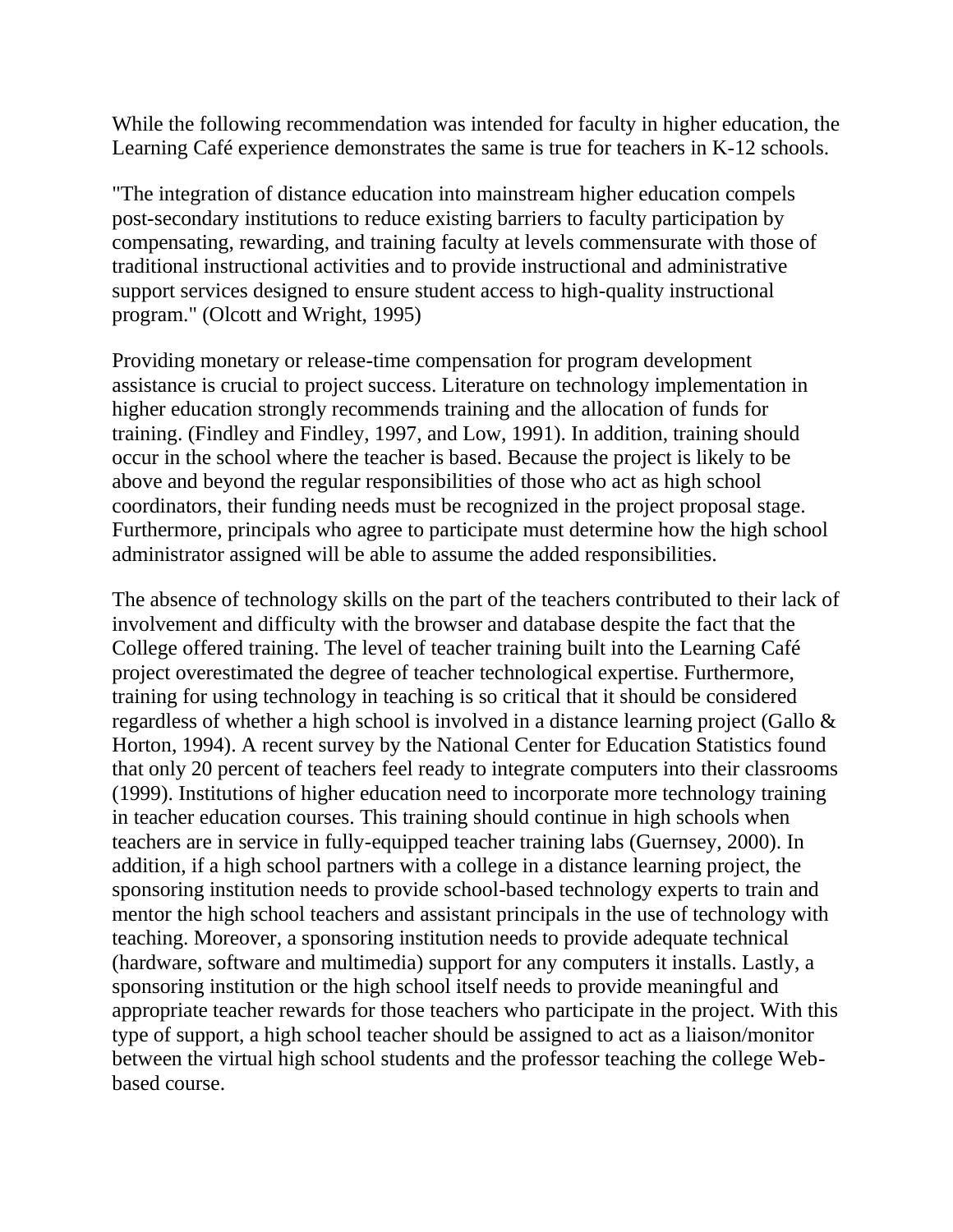While the following recommendation was intended for faculty in higher education, the Learning Café experience demonstrates the same is true for teachers in K-12 schools.

"The integration of distance education into mainstream higher education compels post-secondary institutions to reduce existing barriers to faculty participation by compensating, rewarding, and training faculty at levels commensurate with those of traditional instructional activities and to provide instructional and administrative support services designed to ensure student access to high-quality instructional program." (Olcott and Wright, 1995)

Providing monetary or release-time compensation for program development assistance is crucial to project success. Literature on technology implementation in higher education strongly recommends training and the allocation of funds for training. (Findley and Findley, 1997, and Low, 1991). In addition, training should occur in the school where the teacher is based. Because the project is likely to be above and beyond the regular responsibilities of those who act as high school coordinators, their funding needs must be recognized in the project proposal stage. Furthermore, principals who agree to participate must determine how the high school administrator assigned will be able to assume the added responsibilities.

The absence of technology skills on the part of the teachers contributed to their lack of involvement and difficulty with the browser and database despite the fact that the College offered training. The level of teacher training built into the Learning Café project overestimated the degree of teacher technological expertise. Furthermore, training for using technology in teaching is so critical that it should be considered regardless of whether a high school is involved in a distance learning project (Gallo & Horton, 1994). A recent survey by the National Center for Education Statistics found that only 20 percent of teachers feel ready to integrate computers into their classrooms (1999). Institutions of higher education need to incorporate more technology training in teacher education courses. This training should continue in high schools when teachers are in service in fully-equipped teacher training labs (Guernsey, 2000). In addition, if a high school partners with a college in a distance learning project, the sponsoring institution needs to provide school-based technology experts to train and mentor the high school teachers and assistant principals in the use of technology with teaching. Moreover, a sponsoring institution needs to provide adequate technical (hardware, software and multimedia) support for any computers it installs. Lastly, a sponsoring institution or the high school itself needs to provide meaningful and appropriate teacher rewards for those teachers who participate in the project. With this type of support, a high school teacher should be assigned to act as a liaison/monitor between the virtual high school students and the professor teaching the college Web-based course.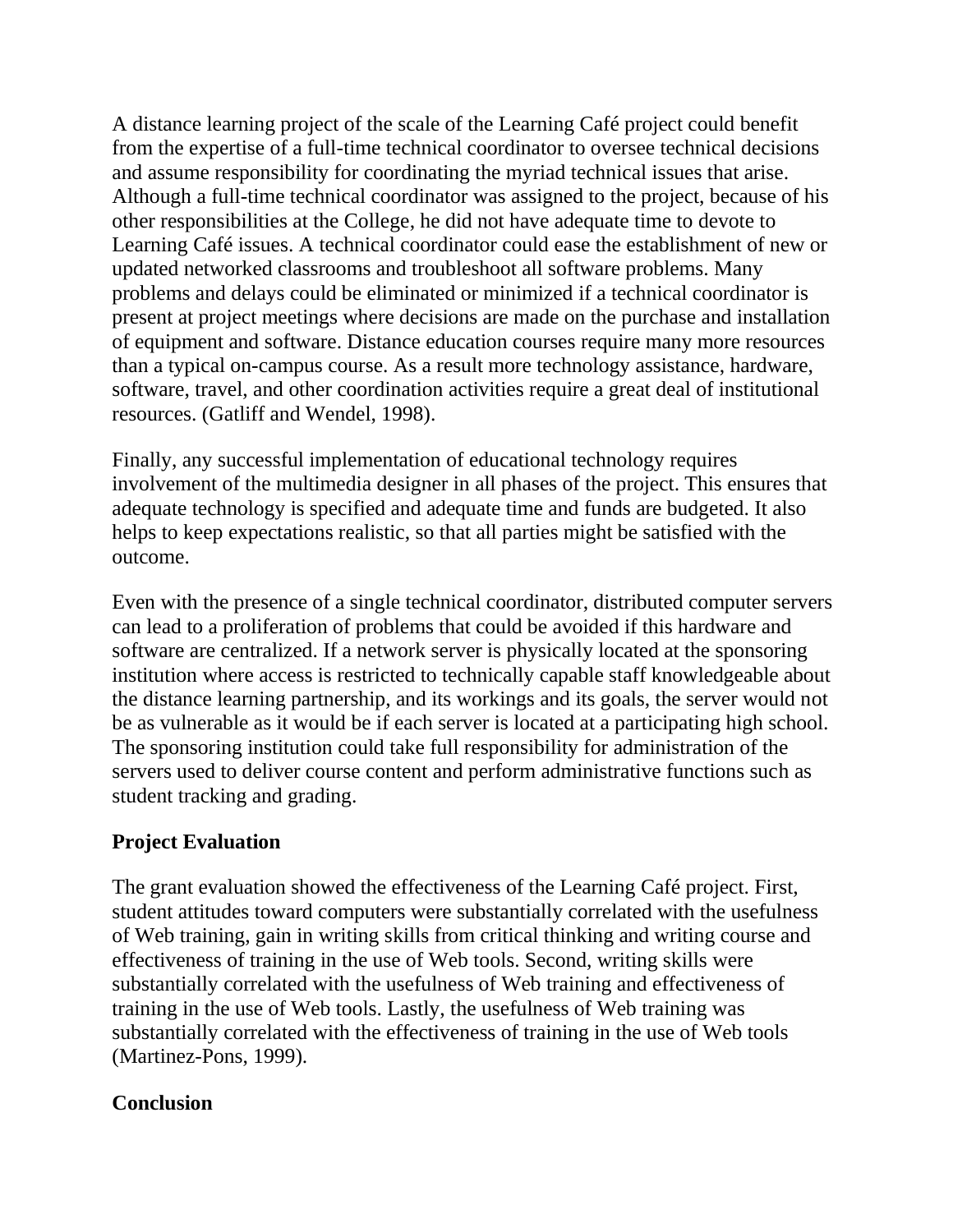A distance learning project of the scale of the Learning Café project could benefit from the expertise of a full-time technical coordinator to oversee technical decisions and assume responsibility for coordinating the myriad technical issues that arise. Although a full-time technical coordinator was assigned to the project, because of his other responsibilities at the College, he did not have adequate time to devote to Learning Café issues. A technical coordinator could ease the establishment of new or updated networked classrooms and troubleshoot all software problems. Many problems and delays could be eliminated or minimized if a technical coordinator is present at project meetings where decisions are made on the purchase and installation of equipment and software. Distance education courses require many more resources than a typical on-campus course. As a result more technology assistance, hardware, software, travel, and other coordination activities require a great deal of institutional resources. (Gatliff and Wendel, 1998).

Finally, any successful implementation of educational technology requires involvement of the multimedia designer in all phases of the project. This ensures that adequate technology is specified and adequate time and funds are budgeted. It also helps to keep expectations realistic, so that all parties might be satisfied with the outcome.

Even with the presence of a single technical coordinator, distributed computer servers can lead to a proliferation of problems that could be avoided if this hardware and software are centralized. If a network server is physically located at the sponsoring institution where access is restricted to technically capable staff knowledgeable about the distance learning partnership, and its workings and its goals, the server would not be as vulnerable as it would be if each server is located at a participating high school. The sponsoring institution could take full responsibility for administration of the servers used to deliver course content and perform administrative functions such as student tracking and grading.

## Project Evaluation

The grant evaluation showed the effectiveness of the Learning Café project. First, student attitudes toward computers were substantially correlated with the usefulness of Web training, gain in writing skills from critical thinking and writing course and effectiveness of training in the use of Web tools. Second, writing skills were substantially correlated with the usefulness of Web training and effectiveness of training in the use of Web tools. Lastly, the usefulness of Web training was substantially correlated with the effectiveness of training in the use of Web tools (Martinez-Pons, 1999).

## Conclusion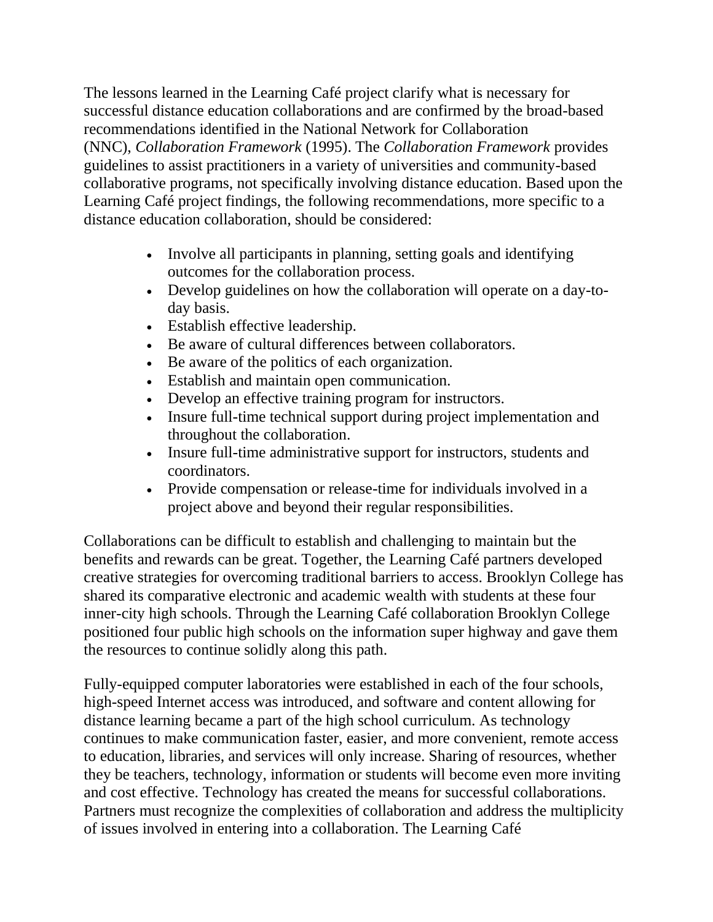The lessons learned in the Learning Café project clarify what is necessary for successful distance education collaborations and are confirmed by the broad-based recommendations identified in the National Network for Collaboration (NNC), *Collaboration Framework* (1995). The *Collaboration Framework* provides guidelines to assist practitioners in a variety of universities and community-based collaborative programs, not specifically involving distance education. Based upon the Learning Café project findings, the following recommendations, more specific to a distance education collaboration, should be considered:

- Involve all participants in planning, setting goals and identifying outcomes for the collaboration process.
- Develop guidelines on how the collaboration will operate on a day-to-day basis.
- Establish effective leadership.
- Be aware of cultural differences between collaborators.
- Be aware of the politics of each organization.
- Establish and maintain open communication.
- Develop an effective training program for instructors.
- Insure full-time technical support during project implementation and throughout the collaboration.
- Insure full-time administrative support for instructors, students and coordinators.
- Provide compensation or release-time for individuals involved in a project above and beyond their regular responsibilities.

Collaborations can be difficult to establish and challenging to maintain but the benefits and rewards can be great. Together, the Learning Café partners developed creative strategies for overcoming traditional barriers to access. Brooklyn College has shared its comparative electronic and academic wealth with students at these four inner-city high schools. Through the Learning Café collaboration Brooklyn College positioned four public high schools on the information super highway and gave them the resources to continue solidly along this path.

Fully-equipped computer laboratories were established in each of the four schools, high-speed Internet access was introduced, and software and content allowing for distance learning became a part of the high school curriculum. As technology continues to make communication faster, easier, and more convenient, remote access to education, libraries, and services will only increase. Sharing of resources, whether they be teachers, technology, information or students will become even more inviting and cost effective. Technology has created the means for successful collaborations. Partners must recognize the complexities of collaboration and address the multiplicity of issues involved in entering into a collaboration. The Learning Café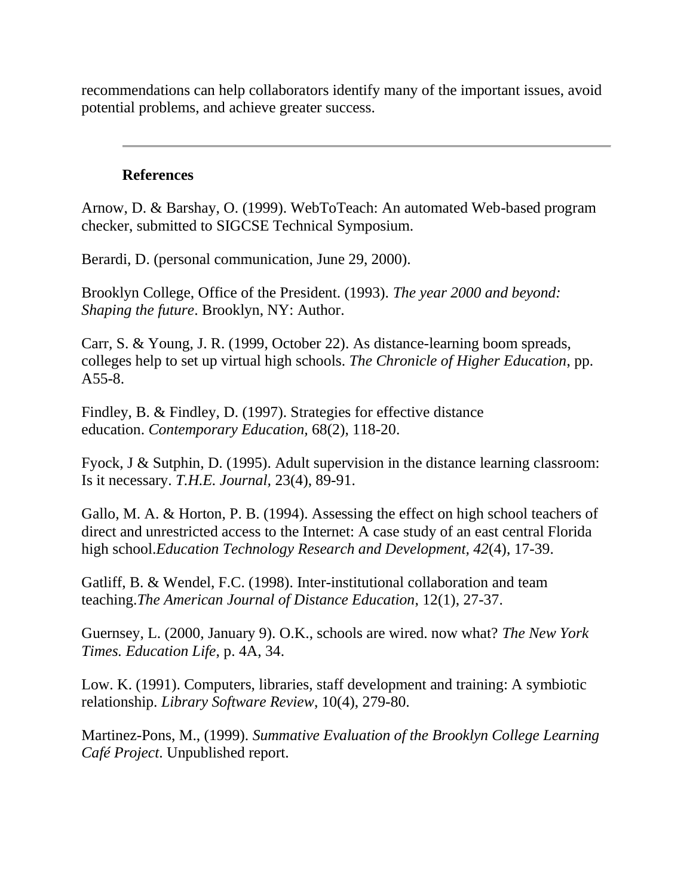recommendations can help collaborators identify many of the important issues, avoid potential problems, and achieve greater success.

---

## References

Arnow, D. & Barshay, O. (1999). WebToTeach: An automated Web-based program checker, submitted to SIGCSE Technical Symposium.

Berardi, D. (personal communication, June 29, 2000).

Brooklyn College, Office of the President. (1993). *The year 2000 and beyond: Shaping the future*. Brooklyn, NY: Author.

Carr, S. & Young, J. R. (1999, October 22). As distance-learning boom spreads, colleges help to set up virtual high schools. *The Chronicle of Higher Education*, pp. A55-8.

Findley, B. & Findley, D. (1997). Strategies for effective distance education. *Contemporary Education*, 68(2), 118-20.

Fyock, J & Sutphin, D. (1995). Adult supervision in the distance learning classroom: Is it necessary. *T.H.E. Journal*, 23(4), 89-91.

Gallo, M. A. & Horton, P. B. (1994). Assessing the effect on high school teachers of direct and unrestricted access to the Internet: A case study of an east central Florida high school.*Education Technology Research and Development, 42*(4), 17-39.

Gatliff, B. & Wendel, F.C. (1998). Inter-institutional collaboration and team teaching.*The American Journal of Distance Education*, 12(1), 27-37.

Guernsey, L. (2000, January 9). O.K., schools are wired. now what? *The New York Times. Education Life*, p. 4A, 34.

Low. K. (1991). Computers, libraries, staff development and training: A symbiotic relationship. *Library Software Review*, 10(4), 279-80.

Martinez-Pons, M., (1999). *Summative Evaluation of the Brooklyn College Learning Café Project*. Unpublished report.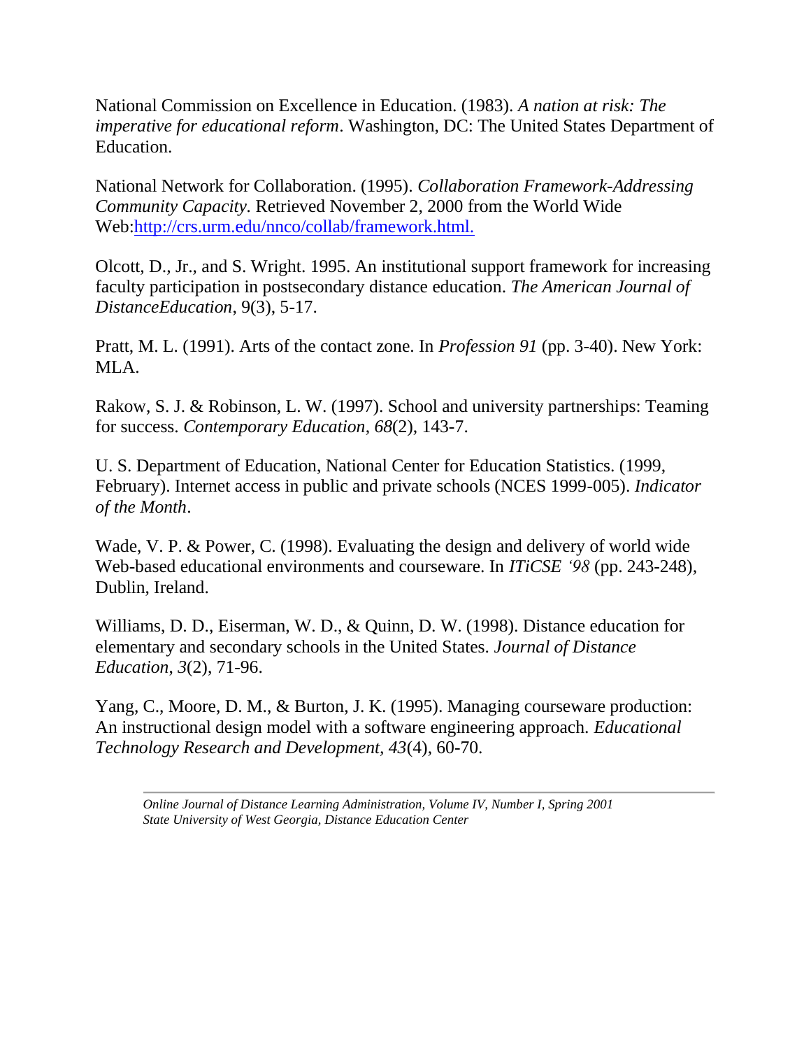National Commission on Excellence in Education. (1983). *A nation at risk: The imperative for educational reform*. Washington, DC: The United States Department of Education.

National Network for Collaboration. (1995). *Collaboration Framework-Addressing Community Capacity.* Retrieved November 2, 2000 from the World Wide Web:http://crs.urm.edu/nnco/collab/framework.html.

Olcott, D., Jr., and S. Wright. 1995. An institutional support framework for increasing faculty participation in postsecondary distance education. *The American Journal of DistanceEducation*, 9(3), 5-17.

Pratt, M. L. (1991). Arts of the contact zone. In *Profession 91* (pp. 3-40). New York: MLA.

Rakow, S. J. & Robinson, L. W. (1997). School and university partnerships: Teaming for success. *Contemporary Education*, *68*(2), 143-7.

U. S. Department of Education, National Center for Education Statistics. (1999, February). Internet access in public and private schools (NCES 1999-005). *Indicator of the Month*.

Wade, V. P. & Power, C. (1998). Evaluating the design and delivery of world wide Web-based educational environments and courseware. In *ITiCSE '98* (pp. 243-248), Dublin, Ireland.

Williams, D. D., Eiserman, W. D., & Quinn, D. W. (1998). Distance education for elementary and secondary schools in the United States. *Journal of Distance Education*, *3*(2), 71-96.

Yang, C., Moore, D. M., & Burton, J. K. (1995). Managing courseware production: An instructional design model with a software engineering approach. *Educational Technology Research and Development*, *43*(4), 60-70.